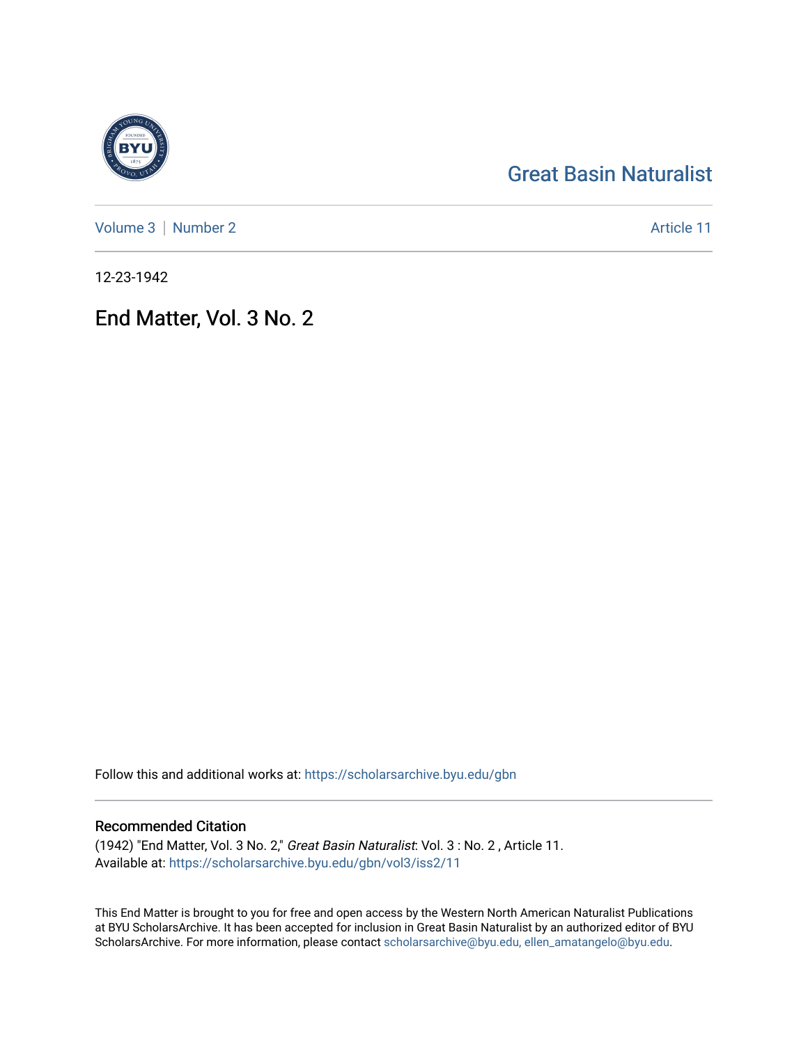Great Basin Naturalist

Volume 3 | Number 2

Article 11

12-23-1942

# End Matter, Vol. 3 No. 2

Follow this and additional works at: https://scholarsarchive.byu.edu/gbn

## Recommended Citation

(1942) "End Matter, Vol. 3 No. 2," *Great Basin Naturalist*: Vol. 3 : No. 2 , Article 11.
Available at: https://scholarsarchive.byu.edu/gbn/vol3/iss2/11

This End Matter is brought to you for free and open access by the Western North American Naturalist Publications at BYU ScholarsArchive. It has been accepted for inclusion in Great Basin Naturalist by an authorized editor of BYU ScholarsArchive. For more information, please contact scholarsarchive@byu.edu, ellen_amatangelo@byu.edu.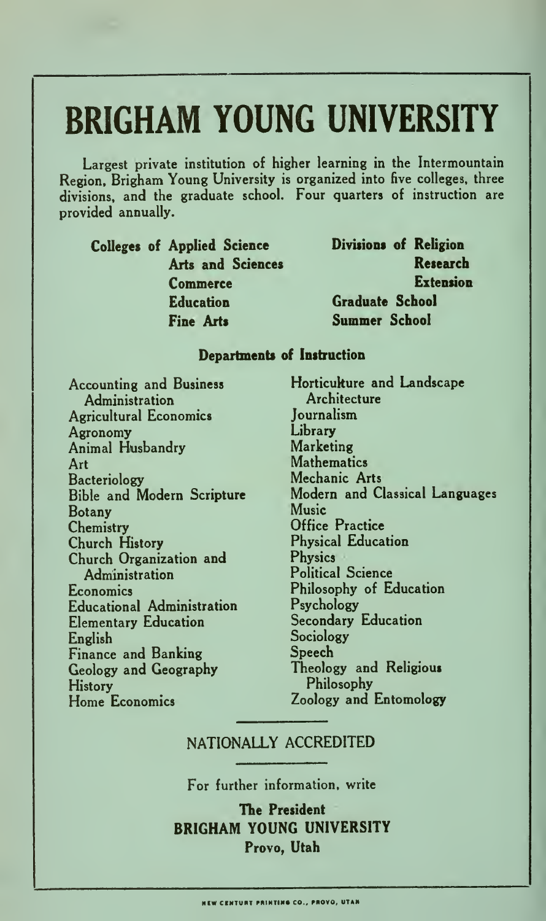# BRIGHAM YOUNG UNIVERSITY

Largest private institution of higher learning in the Intermountain Region, Brigham Young University is organized into five colleges, three divisions, and the graduate school. Four quarters of instruction are provided annually.

**Colleges of Applied Science**
**Arts and Sciences**
**Commerce**
**Education**
**Fine Arts**

**Divisions of Religion**
**Research**
**Extension**
**Graduate School**
**Summer School**

**Departments of Instruction**

Accounting and Business Administration
Agricultural Economics
Agronomy
Animal Husbandry
Art
Bacteriology
Bible and Modern Scripture
Botany
Chemistry
Church History
Church Organization and Administration
Economics
Educational Administration
Elementary Education
English
Finance and Banking
Geology and Geography
History
Home Economics
Horticulture and Landscape Architecture
Journalism
Library
Marketing
Mathematics
Mechanic Arts
Modern and Classical Languages
Music
Office Practice
Physical Education
Physics
Political Science
Philosophy of Education
Psychology
Secondary Education
Sociology
Speech
Theology and Religious Philosophy
Zoology and Entomology

NATIONALLY ACCREDITED

For further information, write

**The President**
**BRIGHAM YOUNG UNIVERSITY**
**Provo, Utah**

NEW CENTURY PRINTING CO., PROVO, UTAH